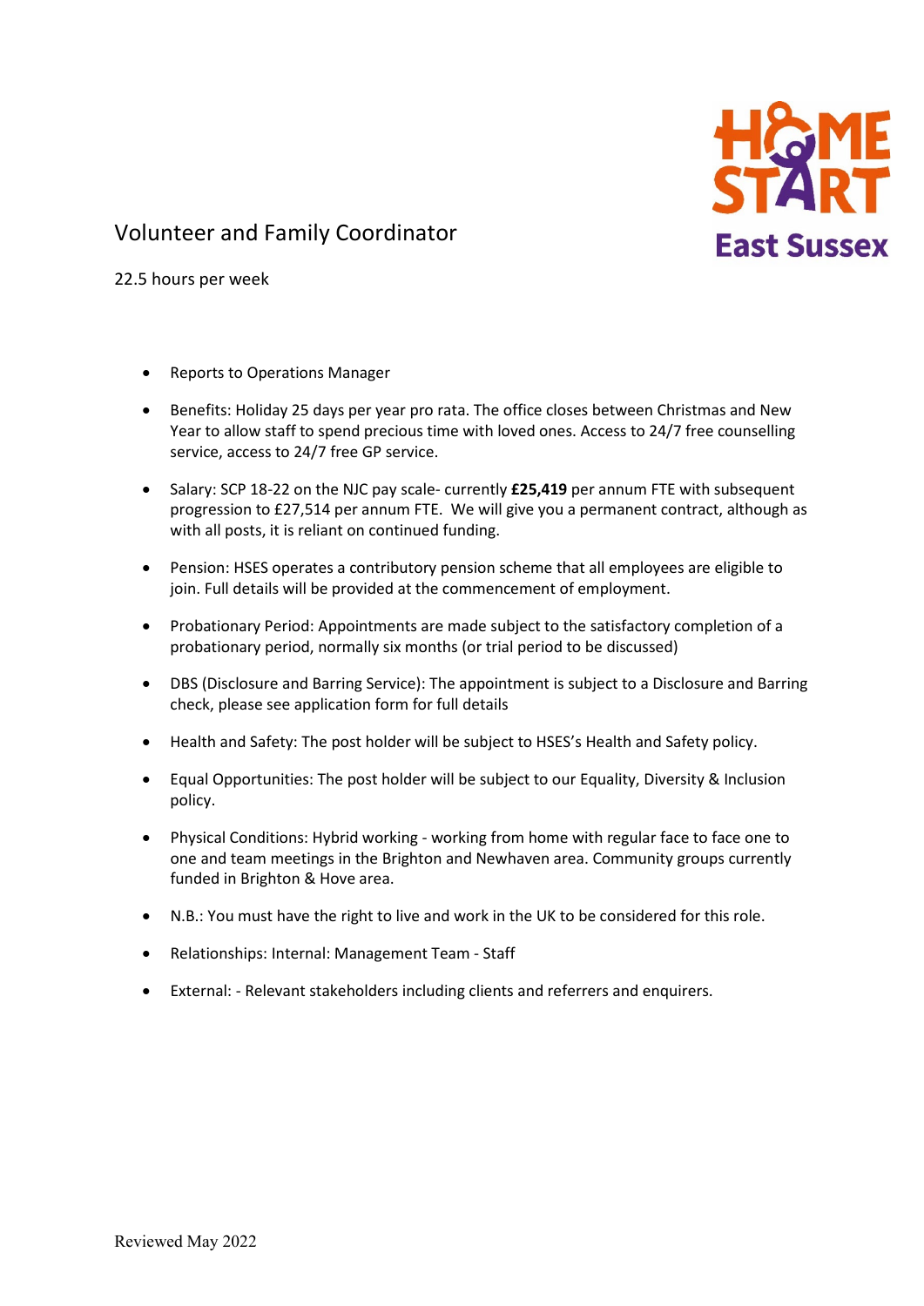# Volunteer and Family Coordinator

22.5 hours per week

- Reports to Operations Manager

- Benefits: Holiday 25 days per year pro rata. The office closes between Christmas and New Year to allow staff to spend precious time with loved ones. Access to 24/7 free counselling service, access to 24/7 free GP service.

- Salary: SCP 18-22 on the NJC pay scale- currently **£25,419** per annum FTE with subsequent progression to £27,514 per annum FTE. We will give you a permanent contract, although as with all posts, it is reliant on continued funding.

- Pension: HSES operates a contributory pension scheme that all employees are eligible to join. Full details will be provided at the commencement of employment.

- Probationary Period: Appointments are made subject to the satisfactory completion of a probationary period, normally six months (or trial period to be discussed)

- DBS (Disclosure and Barring Service): The appointment is subject to a Disclosure and Barring check, please see application form for full details

- Health and Safety: The post holder will be subject to HSES's Health and Safety policy.

- Equal Opportunities: The post holder will be subject to our Equality, Diversity & Inclusion policy.

- Physical Conditions: Hybrid working - working from home with regular face to face one to one and team meetings in the Brighton and Newhaven area. Community groups currently funded in Brighton & Hove area.

- N.B.: You must have the right to live and work in the UK to be considered for this role.

- Relationships: Internal: Management Team - Staff

- External: - Relevant stakeholders including clients and referrers and enquirers.

Reviewed May 2022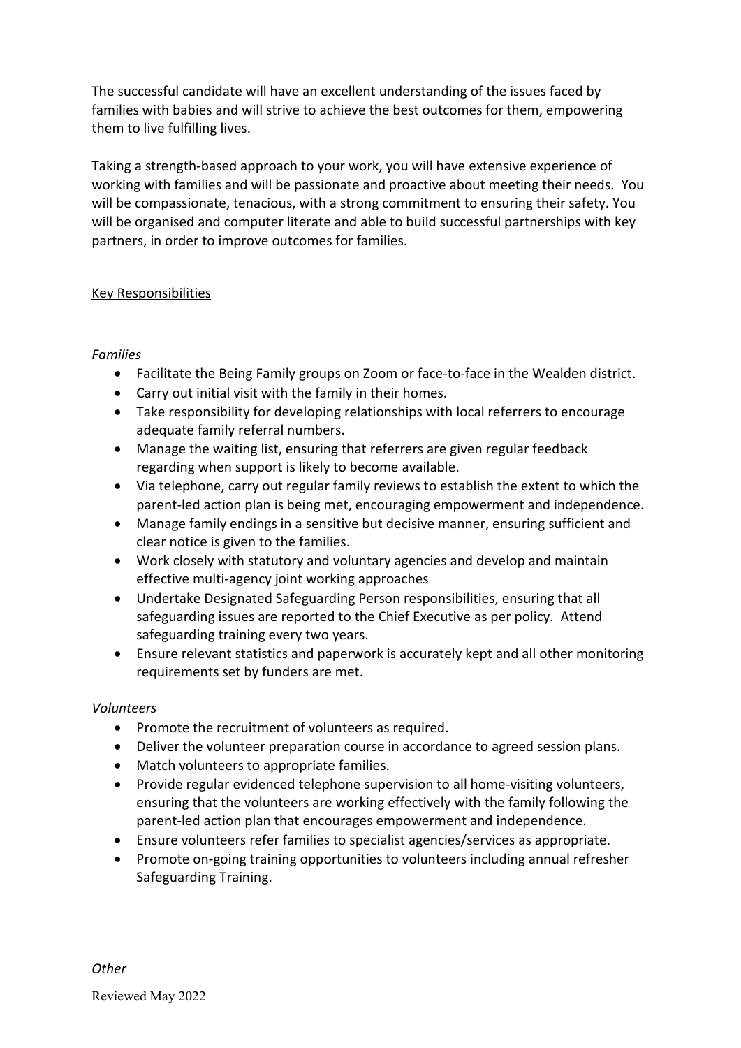The successful candidate will have an excellent understanding of the issues faced by families with babies and will strive to achieve the best outcomes for them, empowering them to live fulfilling lives.

Taking a strength-based approach to your work, you will have extensive experience of working with families and will be passionate and proactive about meeting their needs. You will be compassionate, tenacious, with a strong commitment to ensuring their safety. You will be organised and computer literate and able to build successful partnerships with key partners, in order to improve outcomes for families.

<u>Key Responsibilities</u>

*Families*

- Facilitate the Being Family groups on Zoom or face-to-face in the Wealden district.
- Carry out initial visit with the family in their homes.
- Take responsibility for developing relationships with local referrers to encourage adequate family referral numbers.
- Manage the waiting list, ensuring that referrers are given regular feedback regarding when support is likely to become available.
- Via telephone, carry out regular family reviews to establish the extent to which the parent-led action plan is being met, encouraging empowerment and independence.
- Manage family endings in a sensitive but decisive manner, ensuring sufficient and clear notice is given to the families.
- Work closely with statutory and voluntary agencies and develop and maintain effective multi-agency joint working approaches
- Undertake Designated Safeguarding Person responsibilities, ensuring that all safeguarding issues are reported to the Chief Executive as per policy. Attend safeguarding training every two years.
- Ensure relevant statistics and paperwork is accurately kept and all other monitoring requirements set by funders are met.

*Volunteers*

- Promote the recruitment of volunteers as required.
- Deliver the volunteer preparation course in accordance to agreed session plans.
- Match volunteers to appropriate families.
- Provide regular evidenced telephone supervision to all home-visiting volunteers, ensuring that the volunteers are working effectively with the family following the parent-led action plan that encourages empowerment and independence.
- Ensure volunteers refer families to specialist agencies/services as appropriate.
- Promote on-going training opportunities to volunteers including annual refresher Safeguarding Training.

*Other*

Reviewed May 2022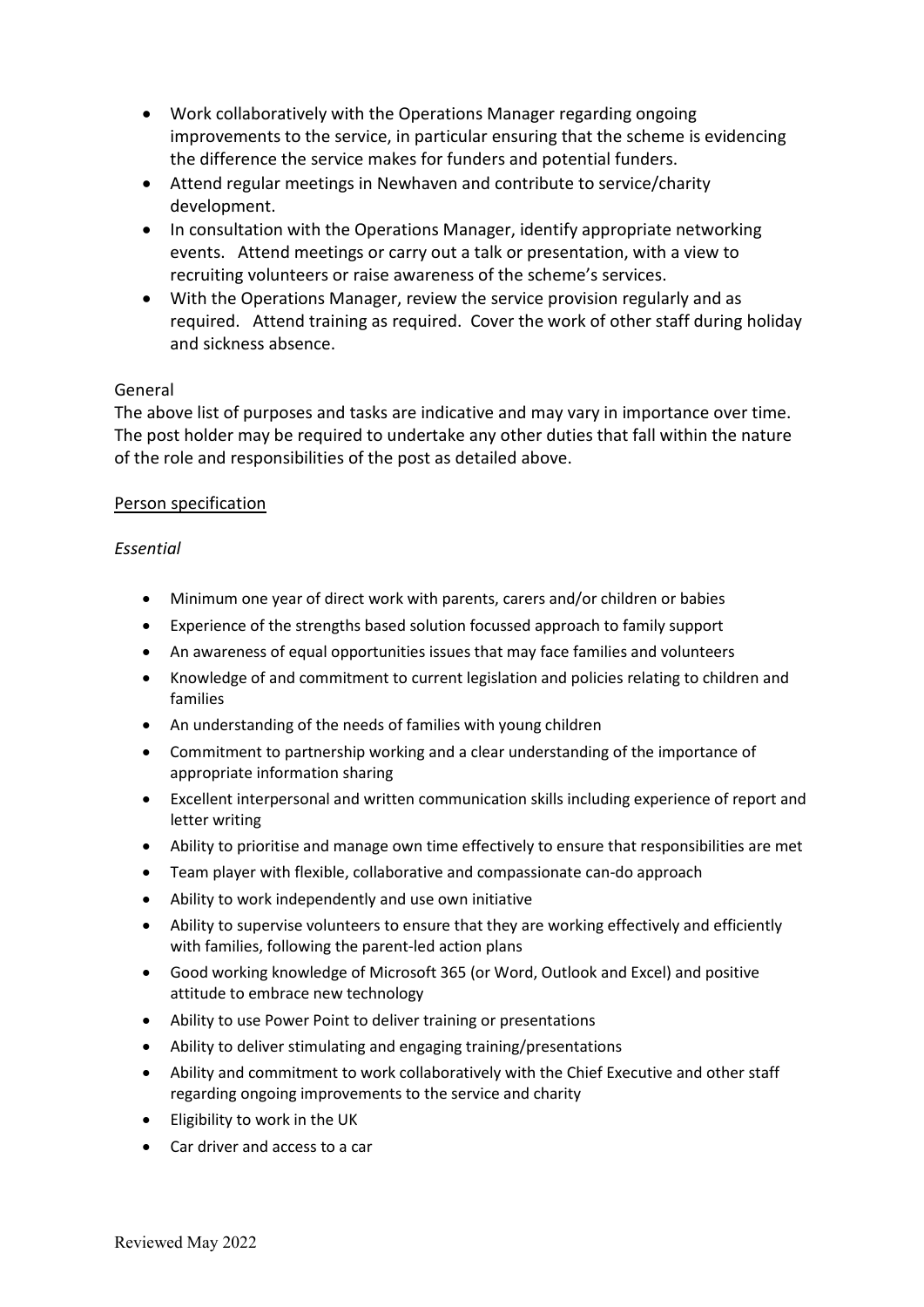- Work collaboratively with the Operations Manager regarding ongoing improvements to the service, in particular ensuring that the scheme is evidencing the difference the service makes for funders and potential funders.
- Attend regular meetings in Newhaven and contribute to service/charity development.
- In consultation with the Operations Manager, identify appropriate networking events. Attend meetings or carry out a talk or presentation, with a view to recruiting volunteers or raise awareness of the scheme's services.
- With the Operations Manager, review the service provision regularly and as required. Attend training as required. Cover the work of other staff during holiday and sickness absence.

General

The above list of purposes and tasks are indicative and may vary in importance over time. The post holder may be required to undertake any other duties that fall within the nature of the role and responsibilities of the post as detailed above.

<u>Person specification</u>

*Essential*

- Minimum one year of direct work with parents, carers and/or children or babies
- Experience of the strengths based solution focussed approach to family support
- An awareness of equal opportunities issues that may face families and volunteers
- Knowledge of and commitment to current legislation and policies relating to children and families
- An understanding of the needs of families with young children
- Commitment to partnership working and a clear understanding of the importance of appropriate information sharing
- Excellent interpersonal and written communication skills including experience of report and letter writing
- Ability to prioritise and manage own time effectively to ensure that responsibilities are met
- Team player with flexible, collaborative and compassionate can-do approach
- Ability to work independently and use own initiative
- Ability to supervise volunteers to ensure that they are working effectively and efficiently with families, following the parent-led action plans
- Good working knowledge of Microsoft 365 (or Word, Outlook and Excel) and positive attitude to embrace new technology
- Ability to use Power Point to deliver training or presentations
- Ability to deliver stimulating and engaging training/presentations
- Ability and commitment to work collaboratively with the Chief Executive and other staff regarding ongoing improvements to the service and charity
- Eligibility to work in the UK
- Car driver and access to a car

Reviewed May 2022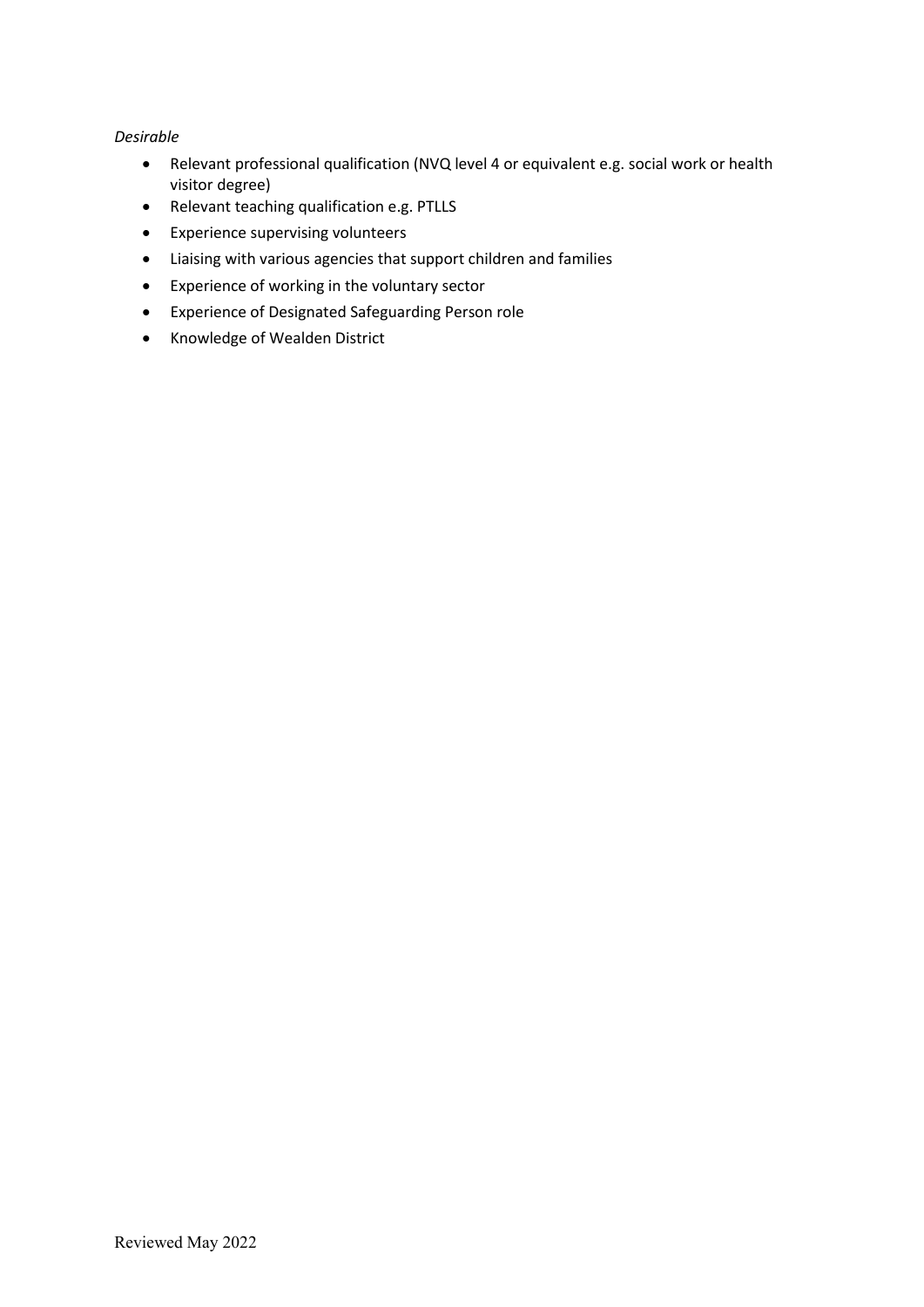*Desirable*

- Relevant professional qualification (NVQ level 4 or equivalent e.g. social work or health visitor degree)
- Relevant teaching qualification e.g. PTLLS
- Experience supervising volunteers
- Liaising with various agencies that support children and families
- Experience of working in the voluntary sector
- Experience of Designated Safeguarding Person role
- Knowledge of Wealden District